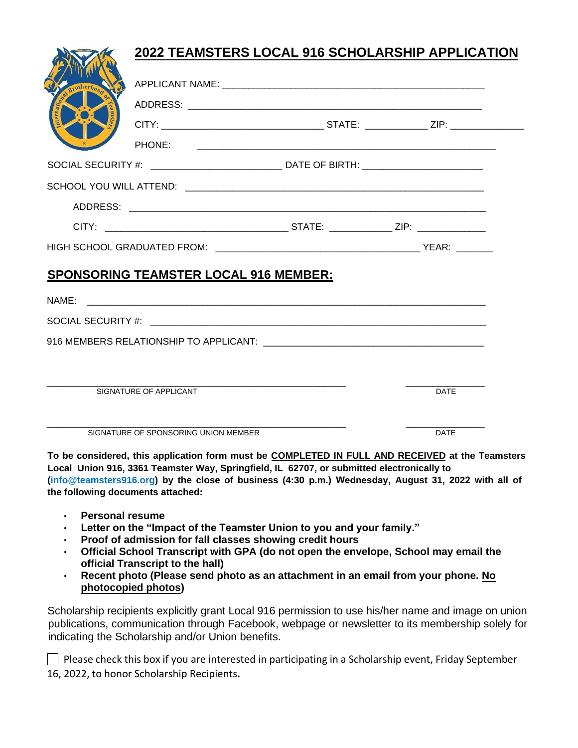# 2022 TEAMSTERS LOCAL 916 SCHOLARSHIP APPLICATION

APPLICANT NAME: ______________________________________________

ADDRESS: ___________________________________________________

CITY: ____________________________ STATE: ___________ ZIP: _____________

PHONE: ____________________________________________________

SOCIAL SECURITY #: _______________________ DATE OF BIRTH: _____________________

SCHOOL YOU WILL ATTEND: ____________________________________________________

ADDRESS: _____________________________________________________________

CITY: _________________________________ STATE: ___________ ZIP: ____________

HIGH SCHOOL GRADUATED FROM: _____________________________________ YEAR: _______

## SPONSORING TEAMSTER LOCAL 916 MEMBER:

NAME: _______________________________________________________________________

SOCIAL SECURITY #: ____________________________________________________________

916 MEMBERS RELATIONSHIP TO APPLICANT: _______________________________________

_______________________________________________ ______________
SIGNATURE OF APPLICANT DATE

_______________________________________________ ______________
SIGNATURE OF SPONSORING UNION MEMBER DATE

**To be considered, this application form must be COMPLETED IN FULL AND RECEIVED at the Teamsters Local Union 916, 3361 Teamster Way, Springfield, IL 62707, or submitted electronically to (info@teamsters916.org) by the close of business (4:30 p.m.) Wednesday, August 31, 2022 with all of the following documents attached:**

- **Personal resume**
- **Letter on the "Impact of the Teamster Union to you and your family."**
- **Proof of admission for fall classes showing credit hours**
- **Official School Transcript with GPA (do not open the envelope, School may email the official Transcript to the hall)**
- **Recent photo (Please send photo as an attachment in an email from your phone. No photocopied photos)**

Scholarship recipients explicitly grant Local 916 permission to use his/her name and image on union publications, communication through Facebook, webpage or newsletter to its membership solely for indicating the Scholarship and/or Union benefits.

☐ Please check this box if you are interested in participating in a Scholarship event, Friday September 16, 2022, to honor Scholarship Recipients.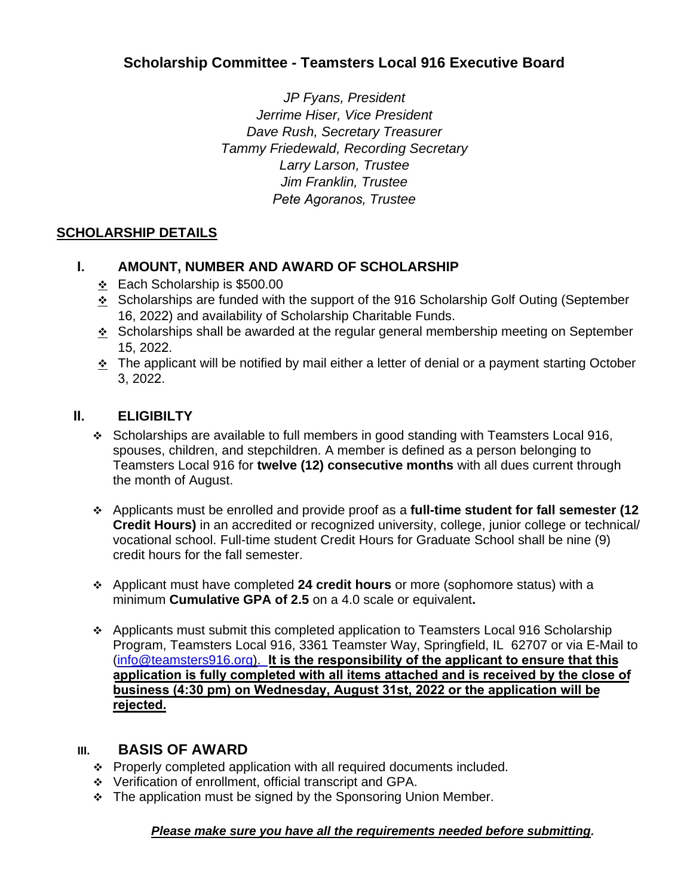## Scholarship Committee - Teamsters Local 916 Executive Board

*JP Fyans, President*
*Jerrime Hiser, Vice President*
*Dave Rush, Secretary Treasurer*
*Tammy Friedewald, Recording Secretary*
*Larry Larson, Trustee*
*Jim Franklin, Trustee*
*Pete Agoranos, Trustee*

**SCHOLARSHIP DETAILS**

### I. AMOUNT, NUMBER AND AWARD OF SCHOLARSHIP

- Each Scholarship is $500.00
- Scholarships are funded with the support of the 916 Scholarship Golf Outing (September 16, 2022) and availability of Scholarship Charitable Funds.
- Scholarships shall be awarded at the regular general membership meeting on September 15, 2022.
- The applicant will be notified by mail either a letter of denial or a payment starting October 3, 2022.

### II. ELIGIBILTY

- Scholarships are available to full members in good standing with Teamsters Local 916, spouses, children, and stepchildren. A member is defined as a person belonging to Teamsters Local 916 for **twelve (12) consecutive months** with all dues current through the month of August.
- Applicants must be enrolled and provide proof as a **full-time student for fall semester (12 Credit Hours)** in an accredited or recognized university, college, junior college or technical/ vocational school. Full-time student Credit Hours for Graduate School shall be nine (9) credit hours for the fall semester.
- Applicant must have completed **24 credit hours** or more (sophomore status) with a minimum **Cumulative GPA of 2.5** on a 4.0 scale or equivalent**.**
- Applicants must submit this completed application to Teamsters Local 916 Scholarship Program, Teamsters Local 916, 3361 Teamster Way, Springfield, IL 62707 or via E-Mail to (info@teamsters916.org). **It is the responsibility of the applicant to ensure that this application is fully completed with all items attached and is received by the close of business (4:30 pm) on Wednesday, August 31st, 2022 or the application will be rejected.**

### III. BASIS OF AWARD

- Properly completed application with all required documents included.
- Verification of enrollment, official transcript and GPA.
- The application must be signed by the Sponsoring Union Member.

***Please make sure you have all the requirements needed before submitting.***